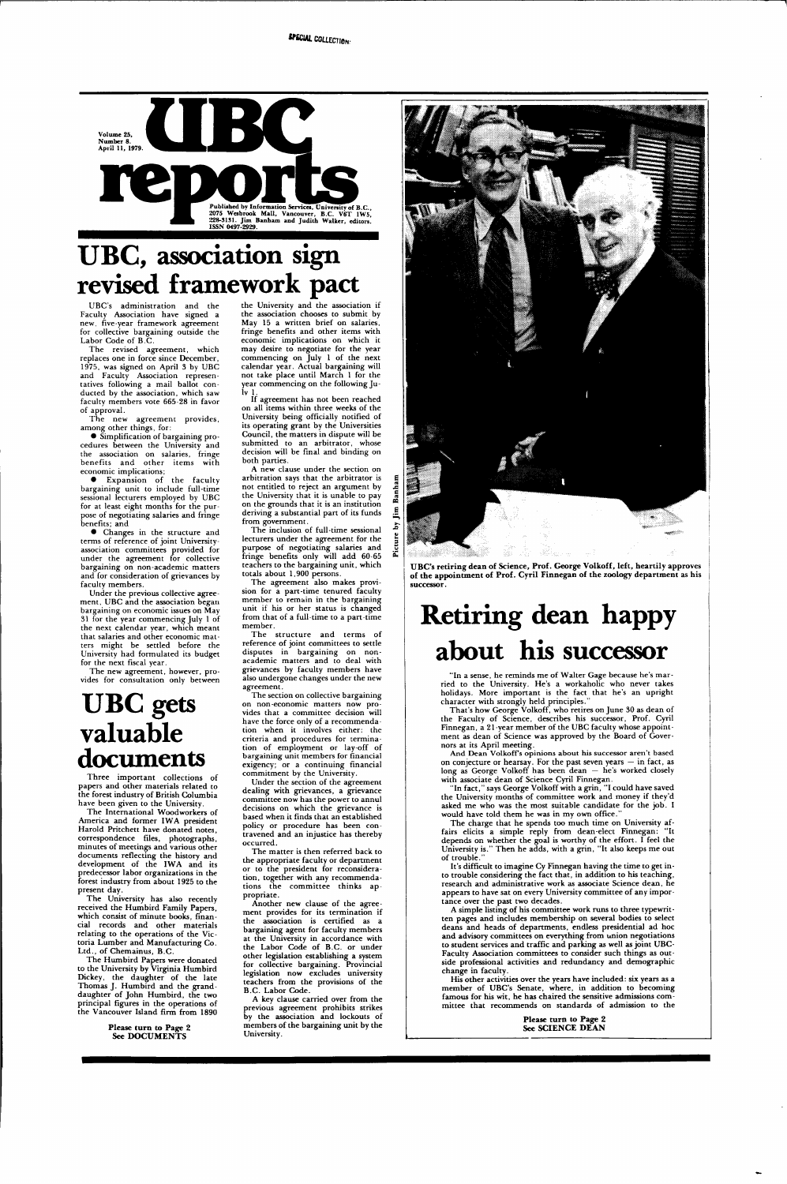SPECIAL COLLECTION

# UBC reports

Volume 25, Number 8. April 11, 1979.

Published by Information Services, University of B.C., 2075 Wesbrook Mall, Vancouver, B.C. V6T 1W5, 228-3131. Jim Banham and Judith Walker, editors. ISSN 0497-2929.

# UBC, association sign revised framework pact

UBC's administration and the Faculty Association have signed a new, five-year framework agreement for collective bargaining outside the Labor Code of B.C.

The revised agreement, which replaces one in force since December, 1975, was signed on April 3 by UBC and Faculty Association representatives following a mail ballot conducted by the association, which saw faculty members vote 665-28 in favor of approval.

The new agreement provides, among other things, for:

- Simplification of bargaining procedures between the University and the association on salaries, fringe benefits and other items with economic implications;
- Expansion of the faculty bargaining unit to include full-time sessional lecturers employed by UBC for at least eight months for the purpose of negotiating salaries and fringe benefits; and
- Changes in the structure and terms of reference of joint University-association committees provided for under the agreement for collective bargaining on non-academic matters and for consideration of grievances by faculty members.

Under the previous collective agreement, UBC and the association began bargaining on economic issues on May 31 for the year commencing July 1 of the next calendar year, which meant that salaries and other economic matters might be settled before the University had formulated its budget for the next fiscal year.

The new agreement, however, provides for consultation only between the University and the association if the association chooses to submit by May 15 a written brief on salaries, fringe benefits and other items with economic implications on which it may desire to negotiate for the year commencing on July 1 of the next calendar year. Actual bargaining will not take place until March 1 for the year commencing on the following July 1.

If agreement has not been reached on all items within three weeks of the University being officially notified of its operating grant by the Universities Council, the matters in dispute will be submitted to an arbitrator, whose decision will be final and binding on both parties.

A new clause under the section on arbitration says that the arbitrator is not entitled to reject an argument by the University that it is unable to pay on the grounds that it is an institution deriving a substantial part of its funds from government.

The inclusion of full-time sessional lecturers under the agreement for the purpose of negotiating salaries and fringe benefits only will add 60-65 teachers to the bargaining unit, which totals about 1,900 persons.

The agreement also makes provision for a part-time tenured faculty member to remain in the bargaining unit if his or her status is changed from that of a full-time to a part-time member.

The structure and terms of reference of joint committees to settle disputes in bargaining on non-academic matters and to deal with grievances by faculty members have also undergone changes under the new agreement.

The section on collective bargaining on non-economic matters now provides that a committee decision will have the force only of a recommendation when it involves either: the criteria and procedures for termination of employment or lay-off of bargaining unit members for financial exigency; or a continuing financial commitment by the University.

Under the section of the agreement dealing with grievances, a grievance committee now has the power to annul decisions on which the grievance is based when it finds that an established policy or procedure has been contravened and an injustice has thereby occurred.

The matter is then referred back to the appropriate faculty or department or to the president for reconsideration, together with any recommendations the committee thinks appropriate.

Another new clause of the agreement provides for its termination if the association is certified as a bargaining agent for faculty members at the University in accordance with the Labor Code of B.C. or under other legislation establishing a system for collective bargaining. Provincial legislation now excludes university teachers from the provisions of the B.C. Labor Code.

A key clause carried over from the previous agreement prohibits strikes by the association and lockouts of members of the bargaining unit by the University.

# UBC gets valuable documents

Three important collections of papers and other materials related to the forest industry of British Columbia have been given to the University.

The International Woodworkers of America and former IWA president Harold Pritchett have donated notes, correspondence files, photographs, minutes of meetings and various other documents reflecting the history and development of the IWA and its predecessor labor organizations in the forest industry from about 1925 to the present day.

The University has also recently received the Humbird Family Papers, which consist of minute books, financial records and other materials relating to the operations of the Victoria Lumber and Manufacturing Co. Ltd., of Chemainus, B.C.

The Humbird Papers were donated to the University by Virginia Humbird Dickey, the daughter of the late Thomas J. Humbird and the granddaughter of John Humbird, the two principal figures in the operations of the Vancouver Island firm from 1890

**Please turn to Page 2**
**See DOCUMENTS**

Picture by Jim Banham

UBC's retiring dean of Science, Prof. George Volkoff, left, heartily approves of the appointment of Prof. Cyril Finnegan of the zoology department as his successor.

# Retiring dean happy about his successor

"In a sense, he reminds me of Walter Gage because he's married to the University. He's a workaholic who never takes holidays. More important is the fact that he's an upright character with strongly held principles."

That's how George Volkoff, who retires on June 30 as dean of the Faculty of Science, describes his successor, Prof. Cyril Finnegan, a 21-year member of the UBC faculty whose appointment as dean of Science was approved by the Board of Governors at its April meeting.

And Dean Volkoff's opinions about his successor aren't based on conjecture or hearsay. For the past seven years — in fact, as long as George Volkoff has been dean — he's worked closely with associate dean of Science Cyril Finnegan.

"In fact," says George Volkoff with a grin, "I could have saved the University months of committee work and money if they'd asked me who was the most suitable candidate for the job. I would have told them he was in my own office."

The charge that he spends too much time on University affairs elicits a simple reply from dean-elect Finnegan: "It depends on whether the goal is worthy of the effort. I feel the University is." Then he adds, with a grin, "It also keeps me out of trouble."

It's difficult to imagine Cy Finnegan having the time to get into trouble considering the fact that, in addition to his teaching, research and administrative work as associate Science dean, he appears to have sat on every University committee of any importance over the past two decades.

A simple listing of his committee work runs to three typewritten pages and includes membership on several bodies to select deans and heads of departments, endless presidential ad hoc and advisory committees on everything from union negotiations to student services and traffic and parking as well as joint UBC-Faculty Association committees to consider such things as outside professional activities and redundancy and demographic change in faculty.

His other activities over the years have included: six years as a member of UBC's Senate, where, in addition to becoming famous for his wit, he has chaired the sensitive admissions committee that recommends on standards of admission to the

**Please turn to Page 2**
**See SCIENCE DEAN**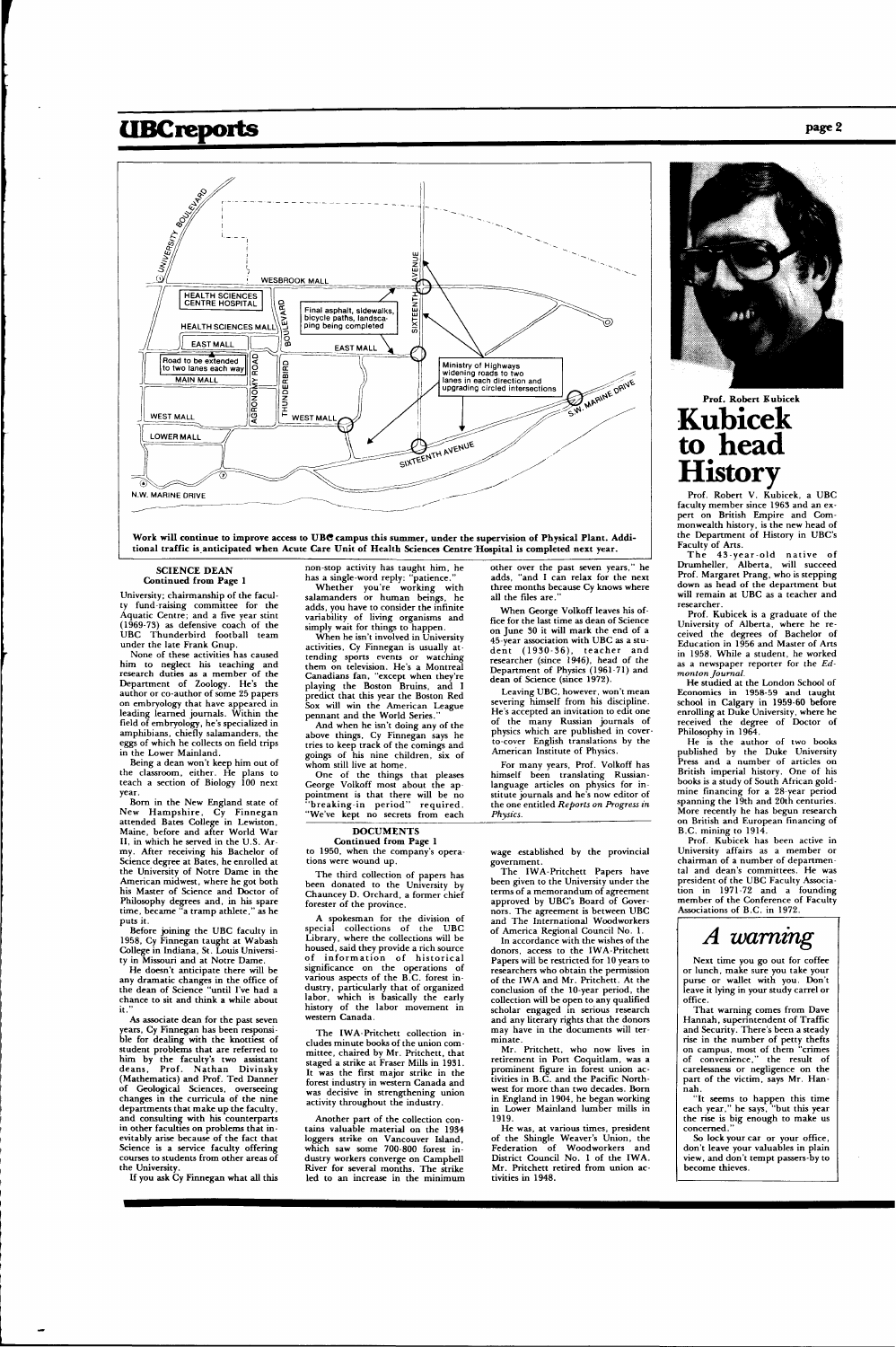Work will continue to improve access to UBC campus this summer, under the supervision of Physical Plant. Additional traffic is anticipated when Acute Care Unit of Health Sciences Centre Hospital is completed next year.

### SCIENCE DEAN

**Continued from Page 1**

University; chairmanship of the faculty fund-raising committee for the Aquatic Centre; and a five year stint (1969-73) as defensive coach of the UBC Thunderbird football team under the late Frank Gnup.

None of these activities has caused him to neglect his teaching and research duties as a member of the Department of Zoology. He's the author or co-author of some 25 papers on embryology that have appeared in leading learned journals. Within the field of embryology, he's specialized in amphibians, chiefly salamanders, the eggs of which he collects on field trips in the Lower Mainland.

Being a dean won't keep him out of the classroom, either. He plans to teach a section of Biology 100 next year.

Born in the New England state of New Hampshire, Cy Finnegan attended Bates College in Lewiston, Maine, before and after World War II, in which he served in the U.S. Army. After receiving his Bachelor of Science degree at Bates, he enrolled at the University of Notre Dame in the American midwest, where he got both his Master of Science and Doctor of Philosophy degrees and, in his spare time, became "a tramp athlete," as he puts it.

Before joining the UBC faculty in 1958, Cy Finnegan taught at Wabash College in Indiana, St. Louis University in Missouri and at Notre Dame.

He doesn't anticipate there will be any dramatic changes in the office of the dean of Science "until I've had a chance to sit and think a while about it."

As associate dean for the past seven years, Cy Finnegan has been responsible for dealing with the knottiest of student problems that are referred to him by the faculty's two assistant deans, Prof. Nathan Divinsky (Mathematics) and Prof. Ted Danner of Geological Sciences, overseeing changes in the curricula of the nine departments that make up the faculty, and consulting with his counterparts in other faculties on problems that inevitably arise because of the fact that Science is a service faculty offering courses to students from other areas of the University.

If you ask Cy Finnegan what all this non-stop activity has taught him, he has a single-word reply: "patience."

Whether you're working with salamanders or human beings, he adds, you have to consider the infinite variability of living organisms and simply wait for things to happen.

When he isn't involved in University activities, Cy Finnegan is usually attending sports events or watching them on television. He's a Montreal Canadians fan, "except when they're playing the Boston Bruins, and I predict that this year the Boston Red Sox will win the American League pennant and the World Series."

And when he isn't doing any of the above things, Cy Finnegan says he tries to keep track of the comings and goings of his nine children, six of whom still live at home.

One of the things that pleases George Volkoff most about the appointment is that there will be no "breaking-in period" required. "We've kept no secrets from each other over the past seven years," he adds, "and I can relax for the next three months because Cy knows where all the files are."

When George Volkoff leaves his office for the last time as dean of Science on June 30 it will mark the end of a 45-year association with UBC as a student (1930-36), teacher and researcher (since 1946), head of the Department of Physics (1961-71) and dean of Science (since 1972).

Leaving UBC, however, won't mean severing himself from his discipline. He's accepted an invitation to edit one of the many Russian journals of physics which are published in cover-to-cover English translations by the American Institute of Physics.

For many years, Prof. Volkoff has himself been translating Russian-language articles on physics for institute journals and he's now editor of the one entitled *Reports on Progress in Physics*.

### DOCUMENTS

**Continued from Page 1**

to 1950, when the company's operations were wound up.

The third collection of papers has been donated to the University by Chauncey D. Orchard, a former chief forester of the province.

A spokesman for the division of special collections of the UBC Library, where the collections will be housed, said they provide a rich source of information of historical significance on the operations of various aspects of the B.C. forest industry, particularly that of organized labor, which is basically the early history of the labor movement in western Canada.

The IWA-Pritchett collection includes minute books of the union committee, chaired by Mr. Pritchett, that staged a strike at Fraser Mills in 1931. It was the first major strike in the forest industry in western Canada and was decisive in strengthening union activity throughout the industry.

Another part of the collection contains valuable material on the 1934 loggers strike on Vancouver Island, which saw some 700-800 forest industry workers converge on Campbell River for several months. The strike led to an increase in the minimum wage established by the provincial government.

The IWA-Pritchett Papers have been given to the University under the terms of a memorandum of agreement approved by UBC's Board of Governors. The agreement is between UBC and The International Woodworkers of America Regional Council No. 1.

In accordance with the wishes of the donors, access to the IWA-Pritchett Papers will be restricted for 10 years to researchers who obtain the permission of the IWA and Mr. Pritchett. At the conclusion of the 10-year period, the collection will be open to any qualified scholar engaged in serious research and any literary rights that the donors may have in the documents will terminate.

Mr. Pritchett, who now lives in retirement in Port Coquitlam, was a prominent figure in forest union activities in B.C. and the Pacific Northwest for more than two decades. Born in England in 1904, he began working in Lower Mainland lumber mills in 1919.

He was, at various times, president of the Shingle Weaver's Union, the Federation of Woodworkers and District Council No. 1 of the IWA. Mr. Pritchett retired from union activities in 1948.

**Prof. Robert Kubicek**

# Kubicek to head History

Prof. Robert V. Kubicek, a UBC faculty member since 1963 and an expert on British Empire and Commonwealth history, is the new head of the Department of History in UBC's Faculty of Arts.

The 43-year-old native of Drumheller, Alberta, will succeed Prof. Margaret Prang, who is stepping down as head of the department but will remain at UBC as a teacher and researcher.

Prof. Kubicek is a graduate of the University of Alberta, where he received the degrees of Bachelor of Education in 1956 and Master of Arts in 1958. While a student, he worked as a newspaper reporter for the *Edmonton Journal*.

He studied at the London School of Economics in 1958-59 and taught school in Calgary in 1959-60 before enrolling at Duke University, where he received the degree of Doctor of Philosophy in 1964.

He is the author of two books published by the Duke University Press and a number of articles on British imperial history. One of his books is a study of South African goldmine financing for a 28-year period spanning the 19th and 20th centuries. More recently he has begun research on British and European financing of B.C. mining to 1914.

Prof. Kubicek has been active in University affairs as a member or chairman of a number of departmental and dean's committees. He was president of the UBC Faculty Association in 1971-72 and a founding member of the Conference of Faculty Associations of B.C. in 1972.

## *A warning*

Next time you go out for coffee or lunch, make sure you take your purse or wallet with you. Don't leave it lying in your study carrel or office.

That warning comes from Dave Hannah, superintendent of Traffic and Security. There's been a steady rise in the number of petty thefts on campus, most of them "crimes of convenience," the result of carelessness or negligence on the part of the victim, says Mr. Hannah.

"It seems to happen this time each year," he says, "but this year the rise is big enough to make us concerned."

So lock your car or your office, don't leave your valuables in plain view, and don't tempt passers-by to become thieves.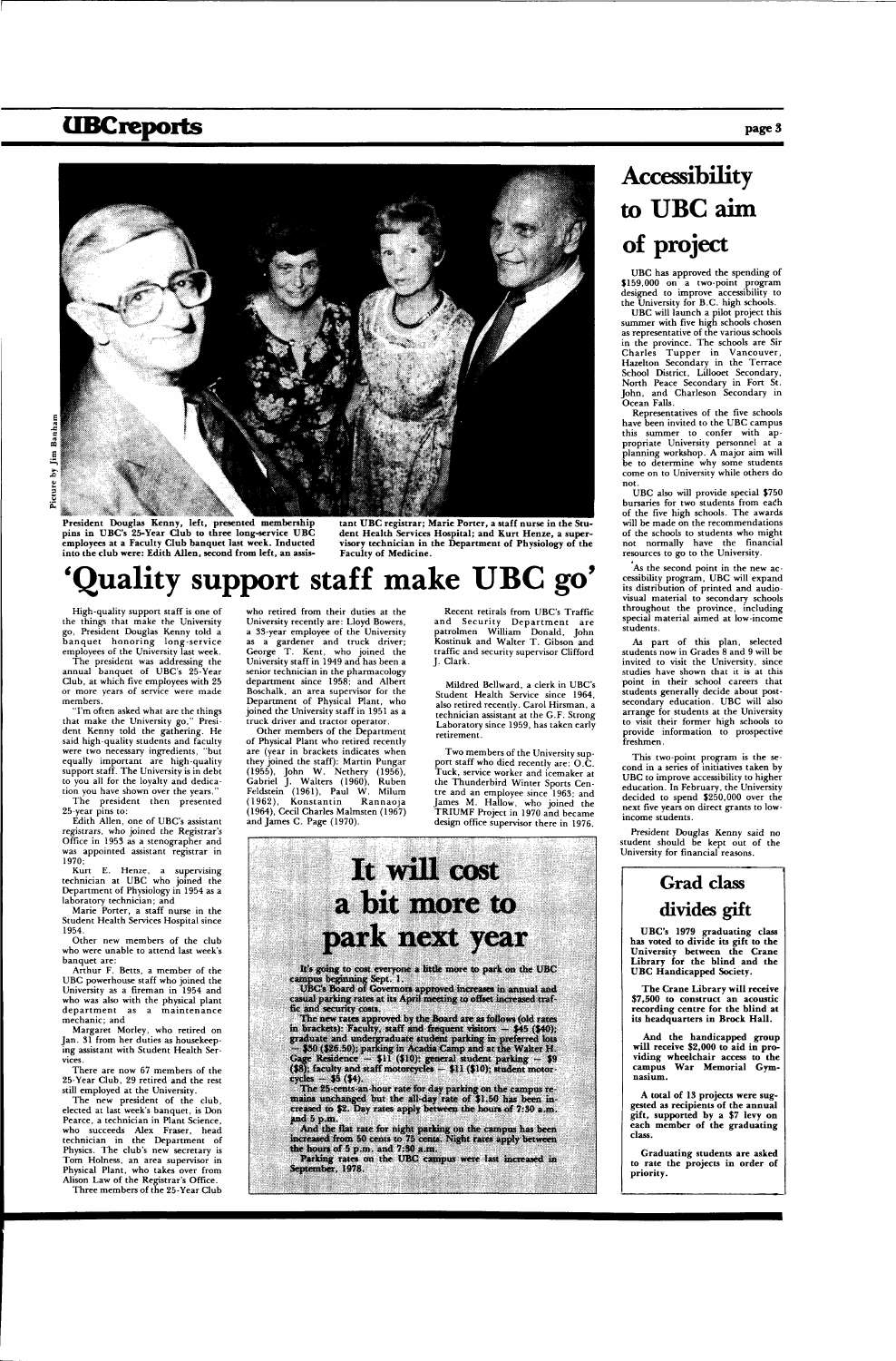President Douglas Kenny, left, presented membership pins in UBC's 25-Year Club to three long-service UBC employees at a Faculty Club banquet last week. Inducted into the club were: Edith Allen, second from left, an assistant UBC registrar; Marie Porter, a staff nurse in the Student Health Services Hospital; and Kurt Henze, a supervisory technician in the Department of Physiology of the Faculty of Medicine.

Picture by Jim Banham

# 'Quality support staff make UBC go'

High-quality support staff is one of the things that make the University go, President Douglas Kenny told a banquet honoring long-service employees of the University last week.

The president was addressing the annual banquet of UBC's 25-Year Club, at which five employees with 25 or more years of service were made members.

"I'm often asked what are the things that make the University go," President Kenny told the gathering. He said high-quality students and faculty were two necessary ingredients, "but equally important are high-quality support staff. The University is in debt to you all for the loyalty and dedication you have shown over the years."

The president then presented 25-year pins to:

Edith Allen, one of UBC's assistant registrars, who joined the Registrar's Office in 1953 as a stenographer and was appointed assistant registrar in 1970;

Kurt E. Henze, a supervising technician at UBC who joined the Department of Physiology in 1954 as a laboratory technician; and

Marie Porter, a staff nurse in the Student Health Services Hospital since 1954.

Other new members of the club who were unable to attend last week's banquet are:

Arthur F. Betts, a member of the UBC powerhouse staff who joined the University as a fireman in 1954 and who was also with the physical plant department as a maintenance mechanic; and

Margaret Morley, who retired on Jan. 31 from her duties as housekeeping assistant with Student Health Services.

There are now 67 members of the 25-Year Club, 29 retired and the rest still employed at the University.

The new president of the club, elected at last week's banquet, is Don Pearce, a technician in Plant Science, who succeeds Alex Fraser, head technician in the Department of Physics. The club's new secretary is Tom Holness, an area supervisor in Physical Plant, who takes over from Alison Law of the Registrar's Office.

Three members of the 25-Year Club who retired from their duties at the University recently are: Lloyd Bowers, a 33-year employee of the University as a gardener and truck driver; George T. Kent, who joined the University staff in 1949 and has been a senior technician in the pharmacology department since 1958; and Albert Boschalk, an area supervisor for the Department of Physical Plant, who joined the University staff in 1951 as a truck driver and tractor operator.

Other members of the Department of Physical Plant who retired recently are (year in brackets indicates when they joined the staff): Martin Pungar (1955), John W. Nethery (1956), Gabriel J. Walters (1960), Ruben Feldstein (1961), Paul W. Milum (1962), Konstantin Rannaoja (1964), Cecil Charles Malmsten (1967) and James C. Page (1970).

Recent retirals from UBC's Traffic and Security Department are patrolmen William Donald, John Kostinuk and Walter T. Gibson and traffic and security supervisor Clifford J. Clark.

Mildred Bellward, a clerk in UBC's Student Health Service since 1964, also retired recently. Carol Hirsman, a technician assistant at the G.F. Strong Laboratory since 1959, has taken early retirement.

Two members of the University support staff who died recently are: O.C. Tuck, service worker and icemaker at the Thunderbird Winter Sports Centre and an employee since 1963; and James M. Hallow, who joined the TRIUMF Project in 1970 and became design office supervisor there in 1976.

# It will cost a bit more to park next year

It's going to cost everyone a little more to park on the UBC campus beginning Sept. 1.

UBC's Board of Governors approved increases in annual and casual parking rates at its April meeting to offset increased traffic and security costs.

The new rates approved by the Board are as follows (old rates in brackets): Faculty, staff and frequent visitors — $45 ($40); graduate and undergraduate student parking in preferred lots — $30 ($26.50); parking in Acadia Camp and at the Walter H. Gage Residence — $11 ($10); general student parking — $9 ($8); faculty and staff motorcycles — $11 ($10); student motorcycles — $5 ($4).

The 25-cents-an-hour rate for day parking on the campus remains unchanged but the all-day rate of $1.50 has been increased to $2. Day rates apply between the hours of 7:30 a.m. and 5 p.m.

And the flat rate for night parking on the campus has been increased from 50 cents to 75 cents. Night rates apply between the hours of 5 p.m. and 7:30 a.m.

Parking rates on the UBC campus were last increased in September, 1978.

# Accessibility to UBC aim of project

UBC has approved the spending of $159,000 on a two-point program designed to improve accessibility to the University for B.C. high schools.

UBC will launch a pilot project this summer with five high schools chosen as representative of the various schools in the province. The schools are Sir Charles Tupper in Vancouver, Hazelton Secondary in the Terrace School District, Lillooet Secondary, North Peace Secondary in Fort St. John, and Charleson Secondary in Ocean Falls.

Representatives of the five schools have been invited to the UBC campus this summer to confer with appropriate University personnel at a planning workshop. A major aim will be to determine why some students come on to University while others do not.

UBC also will provide special $750 bursaries for two students from each of the five high schools. The awards will be made on the recommendations of the schools to students who might not normally have the financial resources to go to the University.

As the second point in the new accessibility program, UBC will expand its distribution of printed and audio-visual material to secondary schools throughout the province, including special material aimed at low-income students.

As part of this plan, selected students now in Grades 8 and 9 will be invited to visit the University, since studies have shown that it is at this point in their school careers that students generally decide about post-secondary education. UBC will also arrange for students at the University to visit their former high schools to provide information to prospective freshmen.

This two-point program is the second in a series of initiatives taken by UBC to improve accessibility to higher education. In February, the University decided to spend $250,000 over the next five years on direct grants to low-income students.

President Douglas Kenny said no student should be kept out of the University for financial reasons.

## Grad class divides gift

**UBC's 1979 graduating class has voted to divide its gift to the University between the Crane Library for the blind and the UBC Handicapped Society.**

**The Crane Library will receive $7,500 to construct an acoustic recording centre for the blind at its headquarters in Brock Hall.**

**And the handicapped group will receive $2,000 to aid in providing wheelchair access to the campus War Memorial Gymnasium.**

**A total of 13 projects were suggested as recipients of the annual gift, supported by a $7 levy on each member of the graduating class.**

**Graduating students are asked to rate the projects in order of priority.**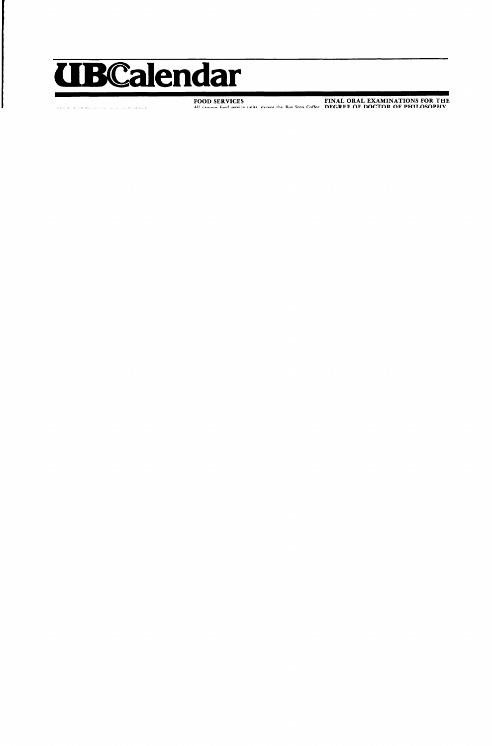# UBCalendar

FOOD SERVICES

All campus food service units, except the Bus Stop Coffee

FINAL ORAL EXAMINATIONS FOR THE DEGREE OF DOCTOR OF PHILOSOPHY